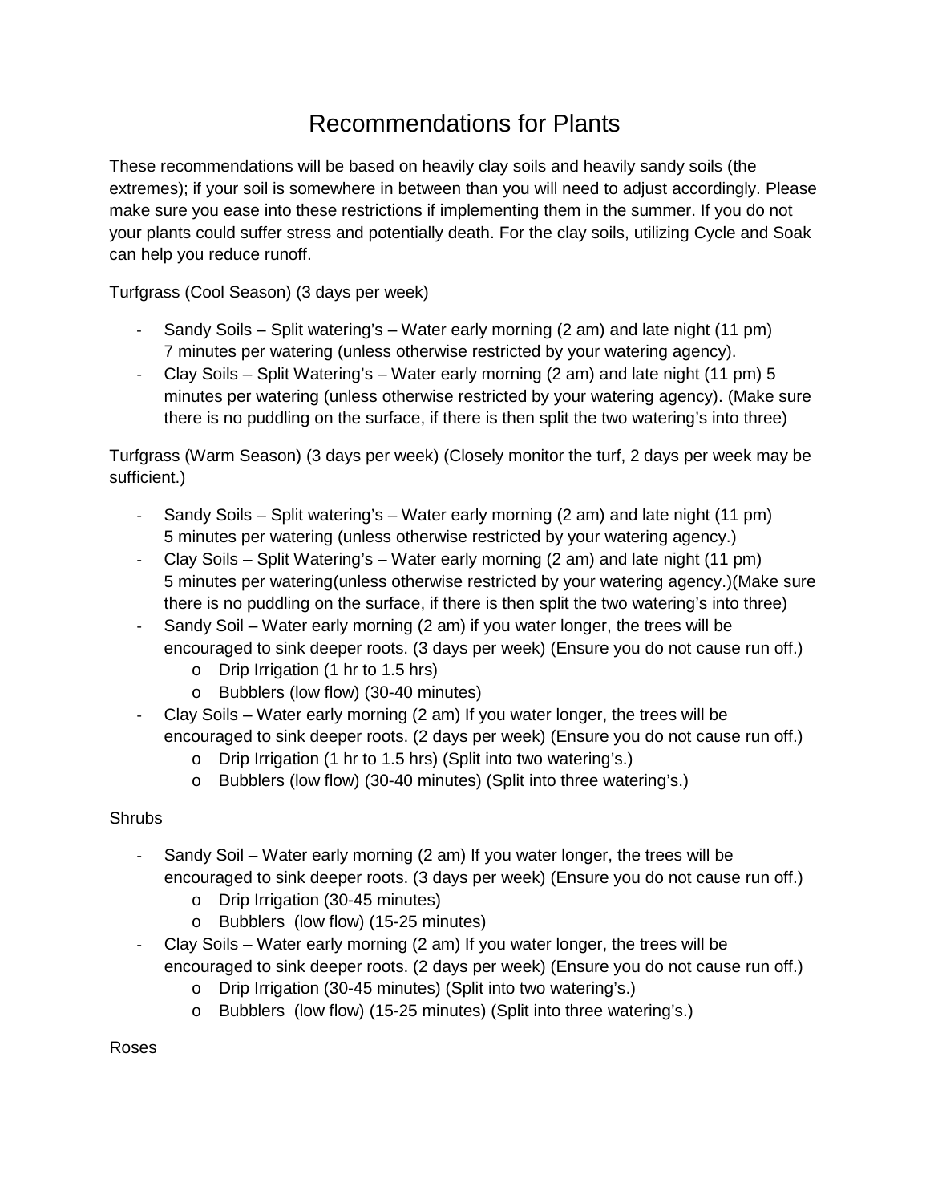# Recommendations for Plants

These recommendations will be based on heavily clay soils and heavily sandy soils (the extremes); if your soil is somewhere in between than you will need to adjust accordingly. Please make sure you ease into these restrictions if implementing them in the summer. If you do not your plants could suffer stress and potentially death. For the clay soils, utilizing Cycle and Soak can help you reduce runoff.

Turfgrass (Cool Season) (3 days per week)

- Sandy Soils – Split watering's – Water early morning (2 am) and late night (11 pm) 7 minutes per watering (unless otherwise restricted by your watering agency).
- Clay Soils – Split Watering's – Water early morning (2 am) and late night (11 pm) 5 minutes per watering (unless otherwise restricted by your watering agency). (Make sure there is no puddling on the surface, if there is then split the two watering's into three)

Turfgrass (Warm Season) (3 days per week) (Closely monitor the turf, 2 days per week may be sufficient.)

- Sandy Soils – Split watering's – Water early morning (2 am) and late night (11 pm) 5 minutes per watering (unless otherwise restricted by your watering agency.)
- Clay Soils – Split Watering's – Water early morning (2 am) and late night (11 pm) 5 minutes per watering(unless otherwise restricted by your watering agency.)(Make sure there is no puddling on the surface, if there is then split the two watering's into three)
- Sandy Soil – Water early morning (2 am) if you water longer, the trees will be encouraged to sink deeper roots. (3 days per week) (Ensure you do not cause run off.)
  - Drip Irrigation (1 hr to 1.5 hrs)
  - Bubblers (low flow) (30-40 minutes)
- Clay Soils – Water early morning (2 am) If you water longer, the trees will be encouraged to sink deeper roots. (2 days per week) (Ensure you do not cause run off.)
  - Drip Irrigation (1 hr to 1.5 hrs) (Split into two watering's.)
  - Bubblers (low flow) (30-40 minutes) (Split into three watering's.)

Shrubs

- Sandy Soil – Water early morning (2 am) If you water longer, the trees will be encouraged to sink deeper roots. (3 days per week) (Ensure you do not cause run off.)
  - Drip Irrigation (30-45 minutes)
  - Bubblers (low flow) (15-25 minutes)
- Clay Soils – Water early morning (2 am) If you water longer, the trees will be encouraged to sink deeper roots. (2 days per week) (Ensure you do not cause run off.)
  - Drip Irrigation (30-45 minutes) (Split into two watering's.)
  - Bubblers (low flow) (15-25 minutes) (Split into three watering's.)

Roses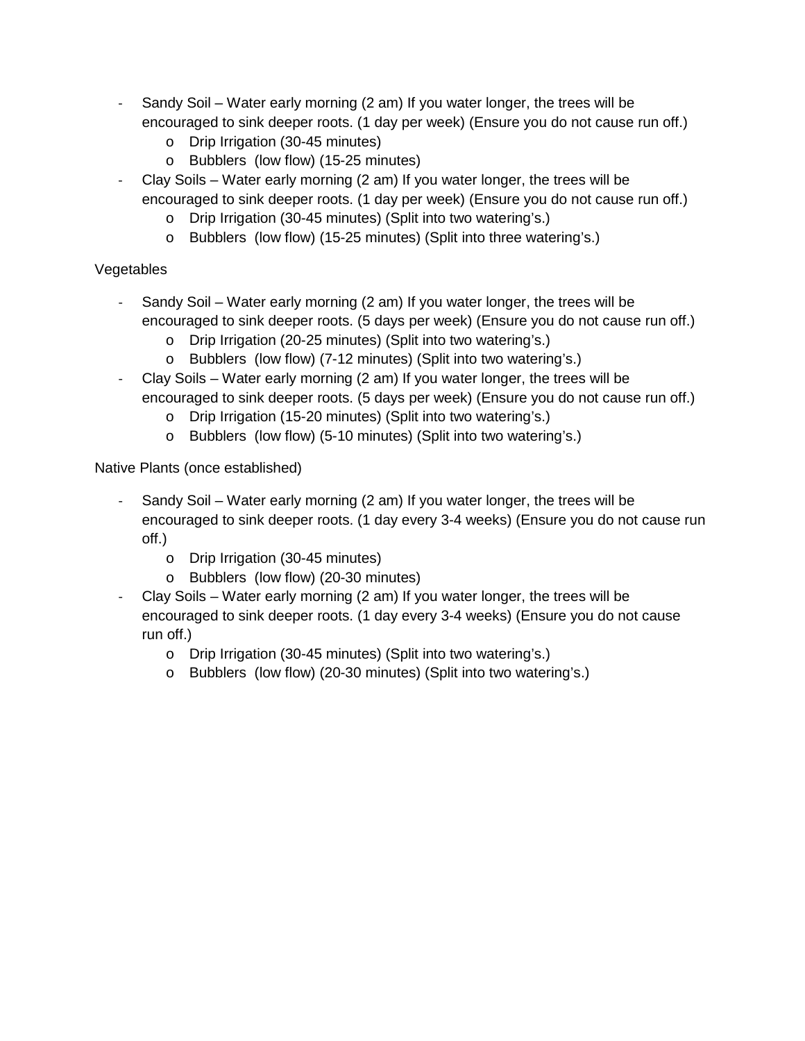- Sandy Soil – Water early morning (2 am) If you water longer, the trees will be encouraged to sink deeper roots. (1 day per week) (Ensure you do not cause run off.)
  - Drip Irrigation (30-45 minutes)
  - Bubblers (low flow) (15-25 minutes)
- Clay Soils – Water early morning (2 am) If you water longer, the trees will be encouraged to sink deeper roots. (1 day per week) (Ensure you do not cause run off.)
  - Drip Irrigation (30-45 minutes) (Split into two watering's.)
  - Bubblers (low flow) (15-25 minutes) (Split into three watering's.)

Vegetables

- Sandy Soil – Water early morning (2 am) If you water longer, the trees will be encouraged to sink deeper roots. (5 days per week) (Ensure you do not cause run off.)
  - Drip Irrigation (20-25 minutes) (Split into two watering's.)
  - Bubblers (low flow) (7-12 minutes) (Split into two watering's.)
- Clay Soils – Water early morning (2 am) If you water longer, the trees will be encouraged to sink deeper roots. (5 days per week) (Ensure you do not cause run off.)
  - Drip Irrigation (15-20 minutes) (Split into two watering's.)
  - Bubblers (low flow) (5-10 minutes) (Split into two watering's.)

Native Plants (once established)

- Sandy Soil – Water early morning (2 am) If you water longer, the trees will be encouraged to sink deeper roots. (1 day every 3-4 weeks) (Ensure you do not cause run off.)
  - Drip Irrigation (30-45 minutes)
  - Bubblers (low flow) (20-30 minutes)
- Clay Soils – Water early morning (2 am) If you water longer, the trees will be encouraged to sink deeper roots. (1 day every 3-4 weeks) (Ensure you do not cause run off.)
  - Drip Irrigation (30-45 minutes) (Split into two watering's.)
  - Bubblers (low flow) (20-30 minutes) (Split into two watering's.)